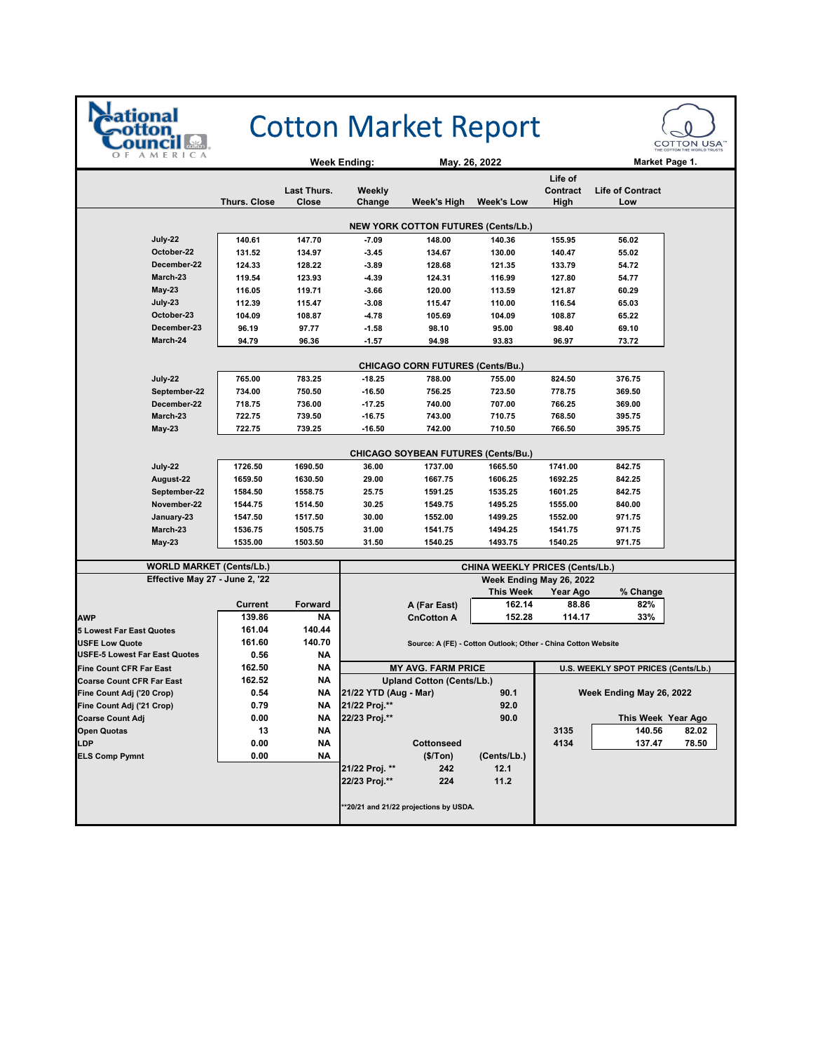# Cotton Market Report

National Cotton Council of America — Cotton USA

**Week Ending:** May. 26, 2022 — **Market Page 1.**

| | Thurs. Close | Last Thurs. Close | Weekly Change | Week's High | Week's Low | Life of Contract High | Life of Contract Low |
|---|---|---|---|---|---|---|---|
| **NEW YORK COTTON FUTURES (Cents/Lb.)** | | | | | | | |
| July-22 | 140.61 | 147.70 | -7.09 | 148.00 | 140.36 | 155.95 | 56.02 |
| October-22 | 131.52 | 134.97 | -3.45 | 134.67 | 130.00 | 140.47 | 55.02 |
| December-22 | 124.33 | 128.22 | -3.89 | 128.68 | 121.35 | 133.79 | 54.72 |
| March-23 | 119.54 | 123.93 | -4.39 | 124.31 | 116.99 | 127.80 | 54.77 |
| May-23 | 116.05 | 119.71 | -3.66 | 120.00 | 113.59 | 121.87 | 60.29 |
| July-23 | 112.39 | 115.47 | -3.08 | 115.47 | 110.00 | 116.54 | 65.03 |
| October-23 | 104.09 | 108.87 | -4.78 | 105.69 | 104.09 | 108.87 | 65.22 |
| December-23 | 96.19 | 97.77 | -1.58 | 98.10 | 95.00 | 98.40 | 69.10 |
| March-24 | 94.79 | 96.36 | -1.57 | 94.98 | 93.83 | 96.97 | 73.72 |
| **CHICAGO CORN FUTURES (Cents/Bu.)** | | | | | | | |
| July-22 | 765.00 | 783.25 | -18.25 | 788.00 | 755.00 | 824.50 | 376.75 |
| September-22 | 734.00 | 750.50 | -16.50 | 756.25 | 723.50 | 778.75 | 369.50 |
| December-22 | 718.75 | 736.00 | -17.25 | 740.00 | 707.00 | 766.25 | 369.00 |
| March-23 | 722.75 | 739.50 | -16.75 | 743.00 | 710.75 | 768.50 | 395.75 |
| May-23 | 722.75 | 739.25 | -16.50 | 742.00 | 710.50 | 766.50 | 395.75 |
| **CHICAGO SOYBEAN FUTURES (Cents/Bu.)** | | | | | | | |
| July-22 | 1726.50 | 1690.50 | 36.00 | 1737.00 | 1665.50 | 1741.00 | 842.75 |
| August-22 | 1659.50 | 1630.50 | 29.00 | 1667.75 | 1606.25 | 1692.25 | 842.25 |
| September-22 | 1584.50 | 1558.75 | 25.75 | 1591.25 | 1535.25 | 1601.25 | 842.75 |
| November-22 | 1544.75 | 1514.50 | 30.25 | 1549.75 | 1495.25 | 1555.00 | 840.00 |
| January-23 | 1547.50 | 1517.50 | 30.00 | 1552.00 | 1499.25 | 1552.00 | 971.75 |
| March-23 | 1536.75 | 1505.75 | 31.00 | 1541.75 | 1494.25 | 1541.75 | 971.75 |
| May-23 | 1535.00 | 1503.50 | 31.50 | 1540.25 | 1493.75 | 1540.25 | 971.75 |

## WORLD MARKET (Cents/Lb.)

Effective May 27 - June 2, '22

| | Current | Forward |
|---|---|---|
| AWP | 139.86 | NA |
| 5 Lowest Far East Quotes | 161.04 | 140.44 |
| USFE Low Quote | 161.60 | 140.70 |
| USFE-5 Lowest Far East Quotes | 0.56 | NA |
| Fine Count CFR Far East | 162.50 | NA |
| Coarse Count CFR Far East | 162.52 | NA |
| Fine Count Adj ('20 Crop) | 0.54 | NA |
| Fine Count Adj ('21 Crop) | 0.79 | NA |
| Coarse Count Adj | 0.00 | NA |
| Open Quotas | 13 | NA |
| LDP | 0.00 | NA |
| ELS Comp Pymnt | 0.00 | NA |

## CHINA WEEKLY PRICES (Cents/Lb.)

Week Ending May 26, 2022

| | This Week | Year Ago | % Change |
|---|---|---|---|
| A (Far East) | 162.14 | 88.86 | 82% |
| CnCotton A | 152.28 | 114.17 | 33% |

Source: A (FE) - Cotton Outlook; Other - China Cotton Website

## MY AVG. FARM PRICE

Upland Cotton (Cents/Lb.)

| | |
|---|---|
| 21/22 YTD (Aug - Mar) | 90.1 |
| 21/22 Proj.** | 92.0 |
| 22/23 Proj.** | 90.0 |

Cottonseed

| | ($/Ton) | (Cents/Lb.) |
|---|---|---|
| 21/22 Proj. ** | 242 | 12.1 |
| 22/23 Proj.** | 224 | 11.2 |

**20/21 and 21/22 projections by USDA.

## U.S. WEEKLY SPOT PRICES (Cents/Lb.)

Week Ending May 26, 2022

| | This Week | Year Ago |
|---|---|---|
| 3135 | 140.56 | 82.02 |
| 4134 | 137.47 | 78.50 |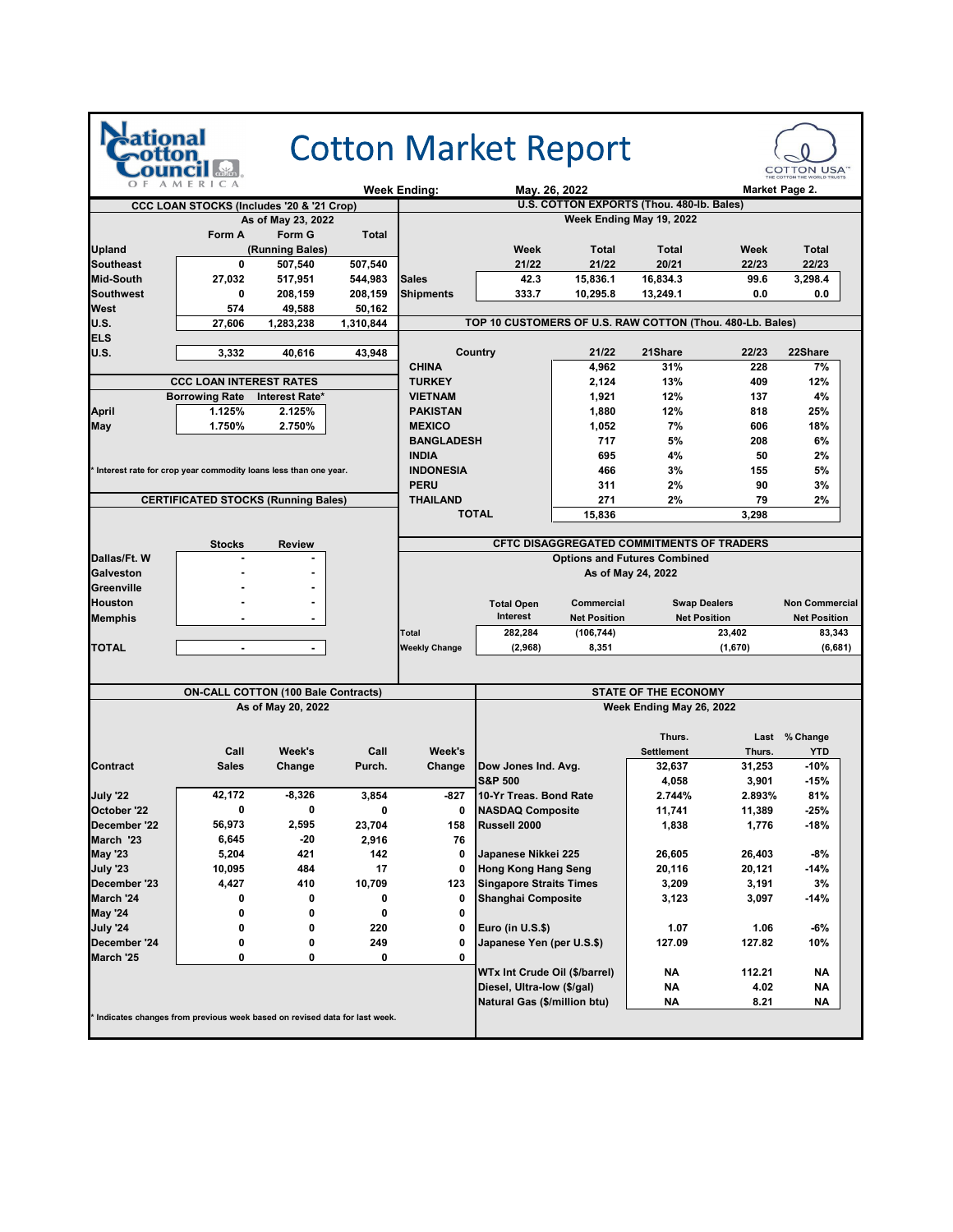# Cotton Market Report

National Cotton Council of America — Cotton USA

**Week Ending:** May. 26, 2022 — **Market Page 2.**

## CCC LOAN STOCKS (Includes '20 & '21 Crop)

As of May 23, 2022

| | Form A | Form G | Total |
|---|---|---|---|
| **Upland** | | (Running Bales) | |
| Southeast | 0 | 507,540 | 507,540 |
| Mid-South | 27,032 | 517,951 | 544,983 |
| Southwest | 0 | 208,159 | 208,159 |
| West | 574 | 49,588 | 50,162 |
| U.S. | 27,606 | 1,283,238 | 1,310,844 |
| **ELS** | | | |
| U.S. | 3,332 | 40,616 | 43,948 |

## U.S. COTTON EXPORTS (Thou. 480-lb. Bales)

Week Ending May 19, 2022

| | Week 21/22 | Total 21/22 | Total 20/21 | Week 22/23 | Total 22/23 |
|---|---|---|---|---|---|
| Sales | 42.3 | 15,836.1 | 16,834.3 | 99.6 | 3,298.4 |
| Shipments | 333.7 | 10,295.8 | 13,249.1 | 0.0 | 0.0 |

## CCC LOAN INTEREST RATES

| | Borrowing Rate | Interest Rate* |
|---|---|---|
| April | 1.125% | 2.125% |
| May | 1.750% | 2.750% |

\* Interest rate for crop year commodity loans less than one year.

## TOP 10 CUSTOMERS OF U.S. RAW COTTON (Thou. 480-Lb. Bales)

| Country | 21/22 | 21Share | 22/23 | 22Share |
|---|---|---|---|---|
| CHINA | 4,962 | 31% | 228 | 7% |
| TURKEY | 2,124 | 13% | 409 | 12% |
| VIETNAM | 1,921 | 12% | 137 | 4% |
| PAKISTAN | 1,880 | 12% | 818 | 25% |
| MEXICO | 1,052 | 7% | 606 | 18% |
| BANGLADESH | 717 | 5% | 208 | 6% |
| INDIA | 695 | 4% | 50 | 2% |
| INDONESIA | 466 | 3% | 155 | 5% |
| PERU | 311 | 2% | 90 | 3% |
| THAILAND | 271 | 2% | 79 | 2% |
| TOTAL | 15,836 | | 3,298 | |

## CERTIFICATED STOCKS (Running Bales)

| | Stocks | Review |
|---|---|---|
| Dallas/Ft. W | - | - |
| Galveston | - | - |
| Greenville | - | - |
| Houston | - | - |
| Memphis | - | - |
| TOTAL | - | - |

## CFTC DISAGGREGATED COMMITMENTS OF TRADERS

Options and Futures Combined

As of May 24, 2022

| | Total Open Interest | Commercial Net Position | Swap Dealers Net Position | Non Commercial Net Position |
|---|---|---|---|---|
| Total | 282,284 | (106,744) | 23,402 | 83,343 |
| Weekly Change | (2,968) | 8,351 | (1,670) | (6,681) |

## ON-CALL COTTON (100 Bale Contracts)

As of May 20, 2022

| Contract | Call Sales | Week's Change | Call Purch. | Week's Change |
|---|---|---|---|---|
| July '22 | 42,172 | -8,326 | 3,854 | -827 |
| October '22 | 0 | 0 | 0 | 0 |
| December '22 | 56,973 | 2,595 | 23,704 | 158 |
| March '23 | 6,645 | -20 | 2,916 | 76 |
| May '23 | 5,204 | 421 | 142 | 0 |
| July '23 | 10,095 | 484 | 17 | 0 |
| December '23 | 4,427 | 410 | 10,709 | 123 |
| March '24 | 0 | 0 | 0 | 0 |
| May '24 | 0 | 0 | 0 | 0 |
| July '24 | 0 | 0 | 220 | 0 |
| December '24 | 0 | 0 | 249 | 0 |
| March '25 | 0 | 0 | 0 | 0 |

\* Indicates changes from previous week based on revised data for last week.

## STATE OF THE ECONOMY

Week Ending May 26, 2022

| | Thurs. Settlement | Last Thurs. | % Change YTD |
|---|---|---|---|
| Dow Jones Ind. Avg. | 32,637 | 31,253 | -10% |
| S&P 500 | 4,058 | 3,901 | -15% |
| 10-Yr Treas. Bond Rate | 2.744% | 2.893% | 81% |
| NASDAQ Composite | 11,741 | 11,389 | -25% |
| Russell 2000 | 1,838 | 1,776 | -18% |
| Japanese Nikkei 225 | 26,605 | 26,403 | -8% |
| Hong Kong Hang Seng | 20,116 | 20,121 | -14% |
| Singapore Straits Times | 3,209 | 3,191 | 3% |
| Shanghai Composite | 3,123 | 3,097 | -14% |
| Euro (in U.S.$) | 1.07 | 1.06 | -6% |
| Japanese Yen (per U.S.$) | 127.09 | 127.82 | 10% |
| WTx Int Crude Oil ($/barrel) | NA | 112.21 | NA |
| Diesel, Ultra-low ($/gal) | NA | 4.02 | NA |
| Natural Gas ($/million btu) | NA | 8.21 | NA |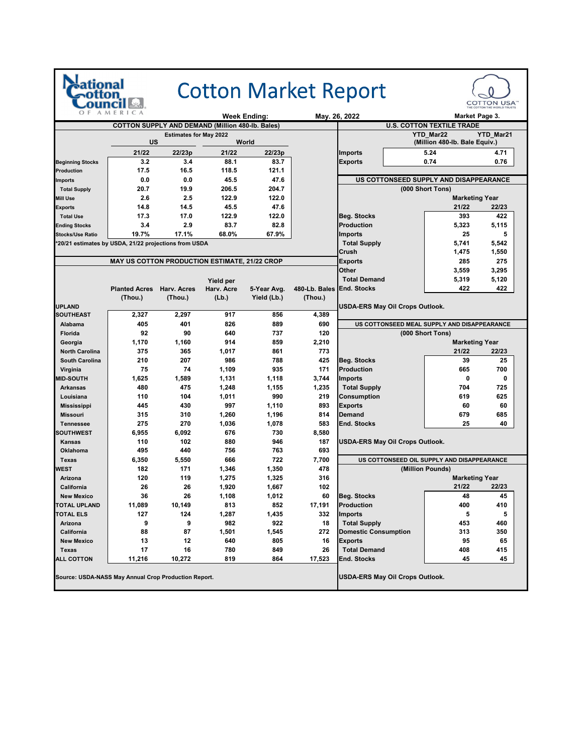# Cotton Market Report

**Week Ending:** May. 26, 2022

## COTTON SUPPLY AND DEMAND (Million 480-lb. Bales)

Estimates for May 2022

| | US 21/22 | US 22/23p | World 21/22 | World 22/23p |
|---|---|---|---|---|
| Beginning Stocks | 3.2 | 3.4 | 88.1 | 83.7 |
| Production | 17.5 | 16.5 | 118.5 | 121.1 |
| Imports | 0.0 | 0.0 | 45.5 | 47.6 |
| Total Supply | 20.7 | 19.9 | 206.5 | 204.7 |
| Mill Use | 2.6 | 2.5 | 122.9 | 122.0 |
| Exports | 14.8 | 14.5 | 45.5 | 47.6 |
| Total Use | 17.3 | 17.0 | 122.9 | 122.0 |
| Ending Stocks | 3.4 | 2.9 | 83.7 | 82.8 |
| Stocks/Use Ratio | 19.7% | 17.1% | 68.0% | 67.9% |

*20/21 estimates by USDA, 21/22 projections from USDA

## MAY US COTTON PRODUCTION ESTIMATE, 21/22 CROP

| | Planted Acres (Thou.) | Harv. Acres (Thou.) | Yield per Harv. Acre (Lb.) | 5-Year Avg. Yield (Lb.) | 480-Lb. Bales (Thou.) |
|---|---|---|---|---|---|
| **UPLAND** | | | | | |
| **SOUTHEAST** | 2,327 | 2,297 | 917 | 856 | 4,389 |
| Alabama | 405 | 401 | 826 | 889 | 690 |
| Florida | 92 | 90 | 640 | 737 | 120 |
| Georgia | 1,170 | 1,160 | 914 | 859 | 2,210 |
| North Carolina | 375 | 365 | 1,017 | 861 | 773 |
| South Carolina | 210 | 207 | 986 | 788 | 425 |
| Virginia | 75 | 74 | 1,109 | 935 | 171 |
| **MID-SOUTH** | 1,625 | 1,589 | 1,131 | 1,118 | 3,744 |
| Arkansas | 480 | 475 | 1,248 | 1,155 | 1,235 |
| Louisiana | 110 | 104 | 1,011 | 990 | 219 |
| Mississippi | 445 | 430 | 997 | 1,110 | 893 |
| Missouri | 315 | 310 | 1,260 | 1,196 | 814 |
| Tennessee | 275 | 270 | 1,036 | 1,078 | 583 |
| **SOUTHWEST** | 6,955 | 6,092 | 676 | 730 | 8,580 |
| Kansas | 110 | 102 | 880 | 946 | 187 |
| Oklahoma | 495 | 440 | 756 | 763 | 693 |
| Texas | 6,350 | 5,550 | 666 | 722 | 7,700 |
| **WEST** | 182 | 171 | 1,346 | 1,350 | 478 |
| Arizona | 120 | 119 | 1,275 | 1,325 | 316 |
| California | 26 | 26 | 1,920 | 1,667 | 102 |
| New Mexico | 36 | 26 | 1,108 | 1,012 | 60 |
| **TOTAL UPLAND** | 11,089 | 10,149 | 813 | 852 | 17,191 |
| **TOTAL ELS** | 127 | 124 | 1,287 | 1,435 | 332 |
| Arizona | 9 | 9 | 982 | 922 | 18 |
| California | 88 | 87 | 1,501 | 1,545 | 272 |
| New Mexico | 13 | 12 | 640 | 805 | 16 |
| Texas | 17 | 16 | 780 | 849 | 26 |
| **ALL COTTON** | 11,216 | 10,272 | 819 | 864 | 17,523 |

Source: USDA-NASS May Annual Crop Production Report.

## U.S. COTTON TEXTILE TRADE

(Million 480-lb. Bale Equiv.)

| | YTD_Mar22 | YTD_Mar21 |
|---|---|---|
| Imports | 5.24 | 4.71 |
| Exports | 0.74 | 0.76 |

## US COTTONSEED SUPPLY AND DISAPPEARANCE

(000 Short Tons)

| | Marketing Year 21/22 | Marketing Year 22/23 |
|---|---|---|
| Beg. Stocks | 393 | 422 |
| Production | 5,323 | 5,115 |
| Imports | 25 | 5 |
| Total Supply | 5,741 | 5,542 |
| Crush | 1,475 | 1,550 |
| Exports | 285 | 275 |
| Other | 3,559 | 3,295 |
| Total Demand | 5,319 | 5,120 |
| End. Stocks | 422 | 422 |

USDA-ERS May Oil Crops Outlook.

## US COTTONSEED MEAL SUPPLY AND DISAPPEARANCE

(000 Short Tons)

| | Marketing Year 21/22 | Marketing Year 22/23 |
|---|---|---|
| Beg. Stocks | 39 | 25 |
| Production | 665 | 700 |
| Imports | 0 | 0 |
| Total Supply | 704 | 725 |
| Consumption | 619 | 625 |
| Exports | 60 | 60 |
| Demand | 679 | 685 |
| End. Stocks | 25 | 40 |

USDA-ERS May Oil Crops Outlook.

## US COTTONSEED OIL SUPPLY AND DISAPPEARANCE

(Million Pounds)

| | Marketing Year 21/22 | Marketing Year 22/23 |
|---|---|---|
| Beg. Stocks | 48 | 45 |
| Production | 400 | 410 |
| Imports | 5 | 5 |
| Total Supply | 453 | 460 |
| Domestic Consumption | 313 | 350 |
| Exports | 95 | 65 |
| Total Demand | 408 | 415 |
| End. Stocks | 45 | 45 |

USDA-ERS May Oil Crops Outlook.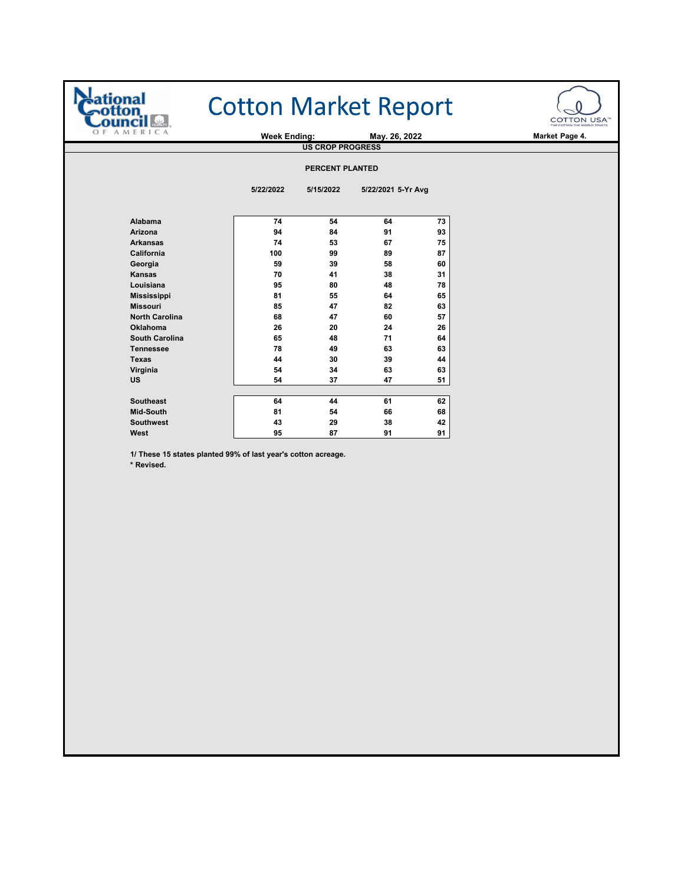# Cotton Market Report

**Week Ending:** May. 26, 2022

**Market Page 4.**

## US CROP PROGRESS

### PERCENT PLANTED

| | 5/22/2022 | 5/15/2022 | 5/22/2021 | 5-Yr Avg |
|---|---|---|---|---|
| Alabama | 74 | 54 | 64 | 73 |
| Arizona | 94 | 84 | 91 | 93 |
| Arkansas | 74 | 53 | 67 | 75 |
| California | 100 | 99 | 89 | 87 |
| Georgia | 59 | 39 | 58 | 60 |
| Kansas | 70 | 41 | 38 | 31 |
| Louisiana | 95 | 80 | 48 | 78 |
| Mississippi | 81 | 55 | 64 | 65 |
| Missouri | 85 | 47 | 82 | 63 |
| North Carolina | 68 | 47 | 60 | 57 |
| Oklahoma | 26 | 20 | 24 | 26 |
| South Carolina | 65 | 48 | 71 | 64 |
| Tennessee | 78 | 49 | 63 | 63 |
| Texas | 44 | 30 | 39 | 44 |
| Virginia | 54 | 34 | 63 | 63 |
| US | 54 | 37 | 47 | 51 |
| | | | | |
| Southeast | 64 | 44 | 61 | 62 |
| Mid-South | 81 | 54 | 66 | 68 |
| Southwest | 43 | 29 | 38 | 42 |
| West | 95 | 87 | 91 | 91 |

1/ These 15 states planted 99% of last year's cotton acreage.

* Revised.